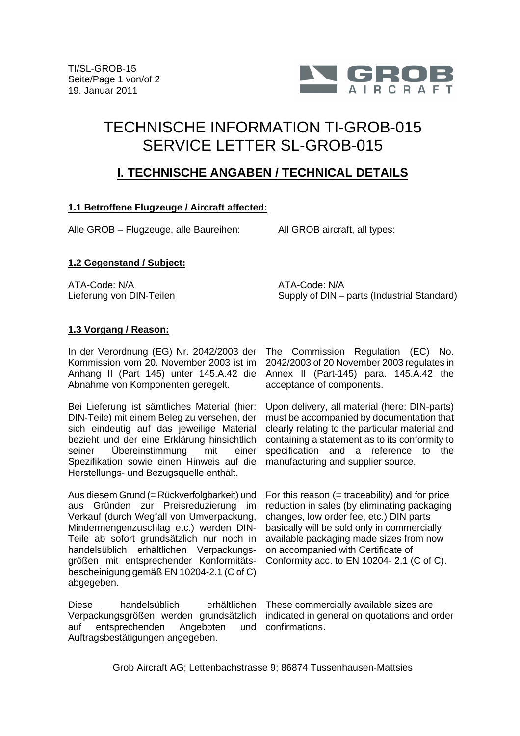# TECHNISCHE INFORMATION TI-GROB-015
# SERVICE LETTER SL-GROB-015

## I. TECHNISCHE ANGABEN / TECHNICAL DETAILS

### 1.1 Betroffene Flugzeuge / Aircraft affected:

Alle GROB – Flugzeuge, alle Baureihen:

All GROB aircraft, all types:

### 1.2 Gegenstand / Subject:

ATA-Code: N/A
Lieferung von DIN-Teilen

ATA-Code: N/A
Supply of DIN – parts (Industrial Standard)

### 1.3 Vorgang / Reason:

In der Verordnung (EG) Nr. 2042/2003 der Kommission vom 20. November 2003 ist im Anhang II (Part 145) unter 145.A.42 die Abnahme von Komponenten geregelt.

Bei Lieferung ist sämtliches Material (hier: DIN-Teile) mit einem Beleg zu versehen, der sich eindeutig auf das jeweilige Material bezieht und der eine Erklärung hinsichtlich seiner Übereinstimmung mit einer Spezifikation sowie einen Hinweis auf die Herstellungs- und Bezugsquelle enthält.

Aus diesem Grund (= Rückverfolgbarkeit) und aus Gründen zur Preisreduzierung im Verkauf (durch Wegfall von Umverpackung, Mindermengenzuschlag etc.) werden DIN-Teile ab sofort grundsätzlich nur noch in handelsüblich erhältlichen Verpackungsgrößen mit entsprechender Konformitätsbescheinigung gemäß EN 10204-2.1 (C of C) abgegeben.

Diese handelsüblich erhältlichen Verpackungsgrößen werden grundsätzlich auf entsprechenden Angeboten und Auftragsbestätigungen angegeben.

The Commission Regulation (EC) No. 2042/2003 of 20 November 2003 regulates in Annex II (Part-145) para. 145.A.42 the acceptance of components.

Upon delivery, all material (here: DIN-parts) must be accompanied by documentation that clearly relating to the particular material and containing a statement as to its conformity to specification and a reference to the manufacturing and supplier source.

For this reason (= traceability) and for price reduction in sales (by eliminating packaging changes, low order fee, etc.) DIN parts basically will be sold only in commercially available packaging made sizes from now on accompanied with Certificate of Conformity acc. to EN 10204- 2.1 (C of C).

These commercially available sizes are indicated in general on quotations and order confirmations.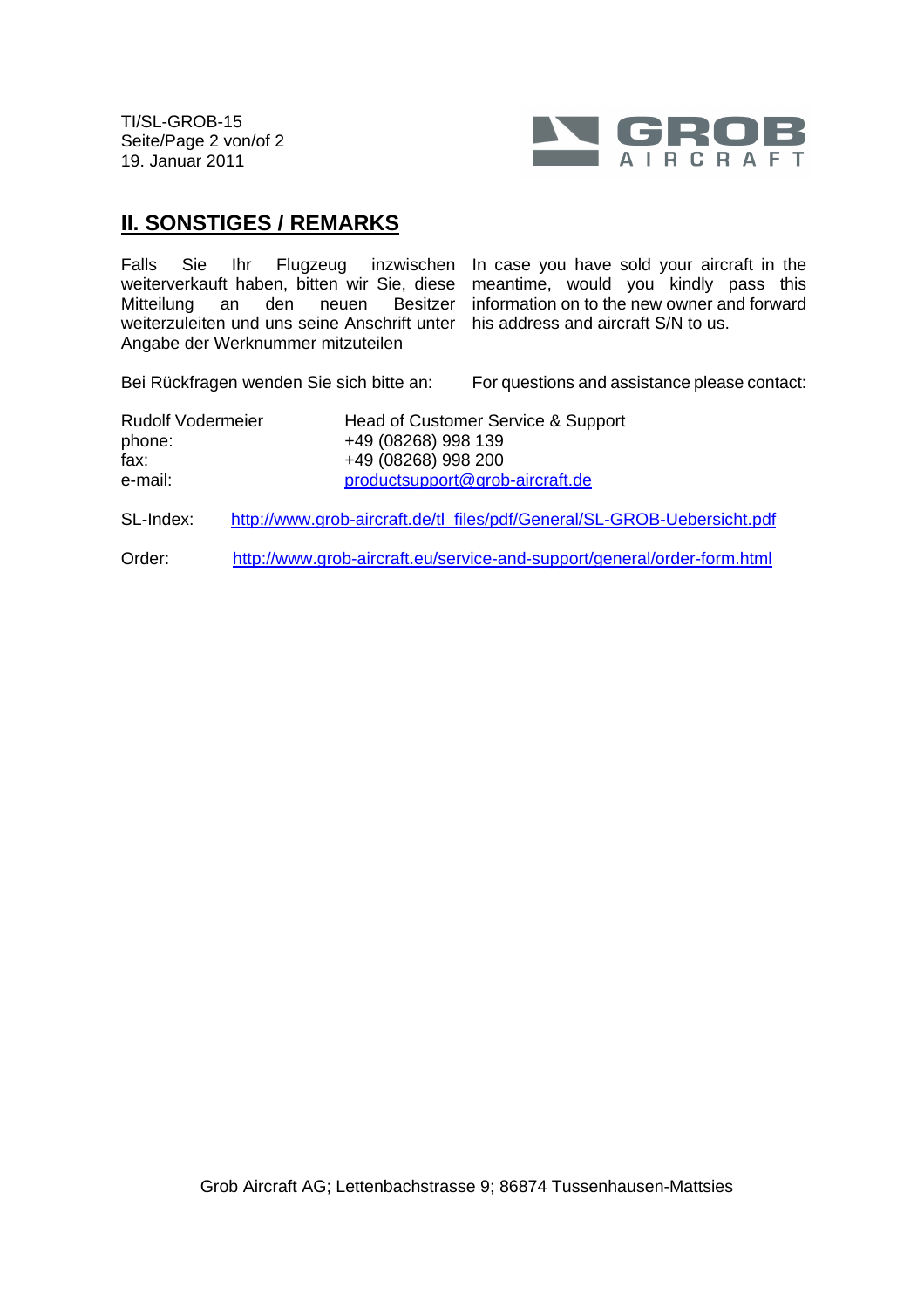## II. SONSTIGES / REMARKS

Falls Sie Ihr Flugzeug inzwischen weiterverkauft haben, bitten wir Sie, diese Mitteilung an den neuen Besitzer weiterzuleiten und uns seine Anschrift unter Angabe der Werknummer mitzuteilen

In case you have sold your aircraft in the meantime, would you kindly pass this information on to the new owner and forward his address and aircraft S/N to us.

Bei Rückfragen wenden Sie sich bitte an:

For questions and assistance please contact:

| | |
|---|---|
| Rudolf Vodermeier | Head of Customer Service & Support |
| phone: | +49 (08268) 998 139 |
| fax: | +49 (08268) 998 200 |
| e-mail: | productsupport@grob-aircraft.de |

SL-Index: http://www.grob-aircraft.de/tl_files/pdf/General/SL-GROB-Uebersicht.pdf

Order: http://www.grob-aircraft.eu/service-and-support/general/order-form.html

Grob Aircraft AG; Lettenbachstrasse 9; 86874 Tussenhausen-Mattsies